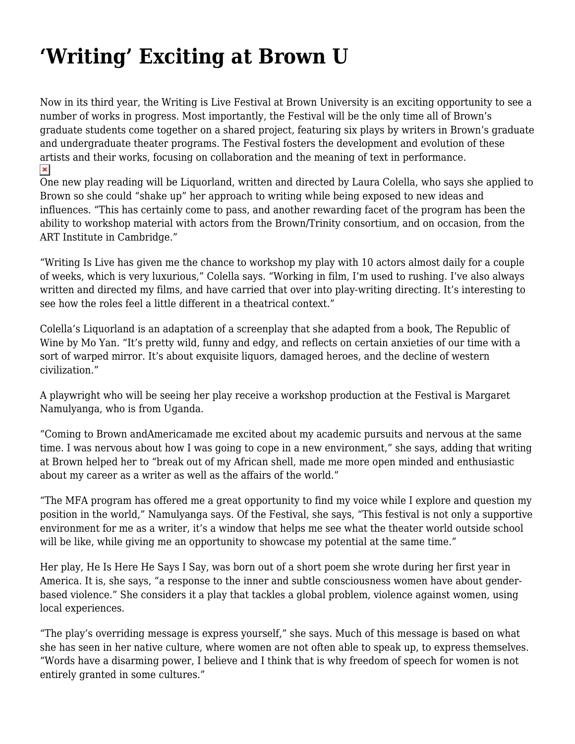# ‘Writing’ Exciting at Brown U

Now in its third year, the Writing is Live Festival at Brown University is an exciting opportunity to see a number of works in progress. Most importantly, the Festival will be the only time all of Brown’s graduate students come together on a shared project, featuring six plays by writers in Brown’s graduate and undergraduate theater programs. The Festival fosters the development and evolution of these artists and their works, focusing on collaboration and the meaning of text in performance.

One new play reading will be Liquorland, written and directed by Laura Colella, who says she applied to Brown so she could “shake up” her approach to writing while being exposed to new ideas and influences. “This has certainly come to pass, and another rewarding facet of the program has been the ability to workshop material with actors from the Brown/Trinity consortium, and on occasion, from the ART Institute in Cambridge.”

“Writing Is Live has given me the chance to workshop my play with 10 actors almost daily for a couple of weeks, which is very luxurious,” Colella says. “Working in film, I’m used to rushing. I’ve also always written and directed my films, and have carried that over into play-writing directing. It’s interesting to see how the roles feel a little different in a theatrical context.”

Colella’s Liquorland is an adaptation of a screenplay that she adapted from a book, The Republic of Wine by Mo Yan. “It’s pretty wild, funny and edgy, and reflects on certain anxieties of our time with a sort of warped mirror. It’s about exquisite liquors, damaged heroes, and the decline of western civilization.”

A playwright who will be seeing her play receive a workshop production at the Festival is Margaret Namulyanga, who is from Uganda.

“Coming to Brown andAmericamade me excited about my academic pursuits and nervous at the same time. I was nervous about how I was going to cope in a new environment,” she says, adding that writing at Brown helped her to “break out of my African shell, made me more open minded and enthusiastic about my career as a writer as well as the affairs of the world.”

“The MFA program has offered me a great opportunity to find my voice while I explore and question my position in the world,” Namulyanga says. Of the Festival, she says, “This festival is not only a supportive environment for me as a writer, it’s a window that helps me see what the theater world outside school will be like, while giving me an opportunity to showcase my potential at the same time.”

Her play, He Is Here He Says I Say, was born out of a short poem she wrote during her first year in America. It is, she says, “a response to the inner and subtle consciousness women have about gender-based violence.” She considers it a play that tackles a global problem, violence against women, using local experiences.

“The play’s overriding message is express yourself,” she says. Much of this message is based on what she has seen in her native culture, where women are not often able to speak up, to express themselves. “Words have a disarming power, I believe and I think that is why freedom of speech for women is not entirely granted in some cultures.”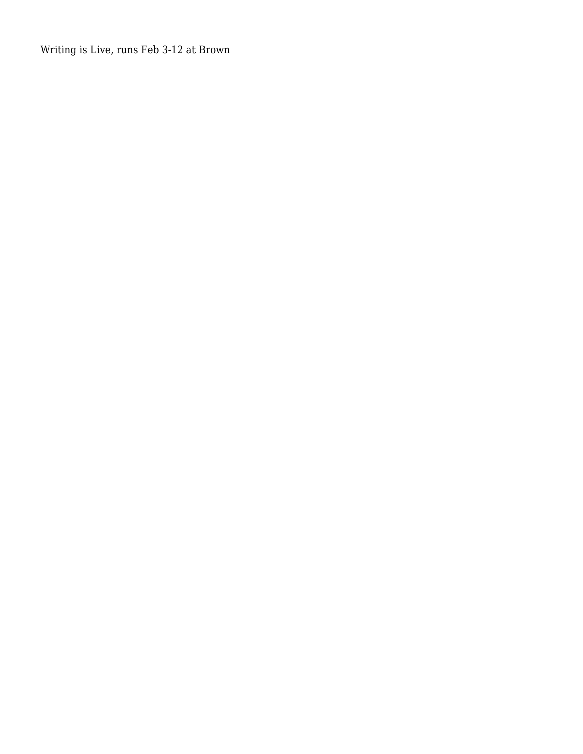Writing is Live, runs Feb 3-12 at Brown